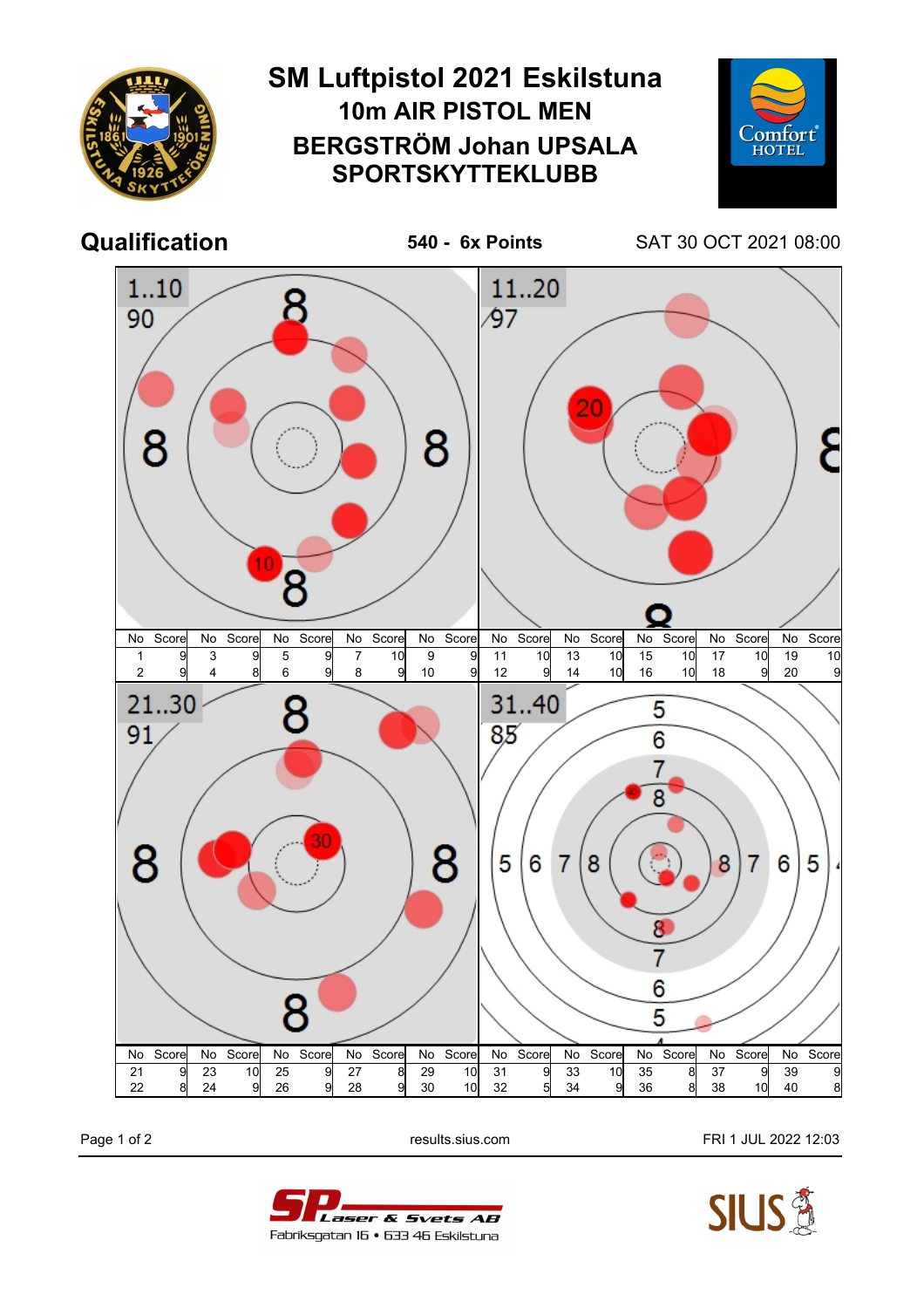# SM Luftpistol 2021 Eskilstuna

## 10m AIR PISTOL MEN

## BERGSTRÖM Johan UPSALA SPORTSKYTTEKLUBB

**Qualification** — **540 - 6x Points** — SAT 30 OCT 2021 08:00

### 1..10 — 90

| No | Score | No | Score | No | Score | No | Score | No | Score |
|---|---|---|---|---|---|---|---|---|---|
| 1 | 9 | 3 | 9 | 5 | 9 | 7 | 10 | 9 | 9 |
| 2 | 9 | 4 | 8 | 6 | 9 | 8 | 9 | 10 | 9 |

### 11..20 — 97

| No | Score | No | Score | No | Score | No | Score | No | Score |
|---|---|---|---|---|---|---|---|---|---|
| 11 | 10 | 13 | 10 | 15 | 10 | 17 | 10 | 19 | 10 |
| 12 | 9 | 14 | 10 | 16 | 10 | 18 | 9 | 20 | 9 |

### 21..30 — 91

| No | Score | No | Score | No | Score | No | Score | No | Score |
|---|---|---|---|---|---|---|---|---|---|
| 21 | 9 | 23 | 10 | 25 | 9 | 27 | 8 | 29 | 10 |
| 22 | 8 | 24 | 9 | 26 | 9 | 28 | 9 | 30 | 10 |

### 31..40 — 85

| No | Score | No | Score | No | Score | No | Score | No | Score |
|---|---|---|---|---|---|---|---|---|---|
| 31 | 9 | 33 | 10 | 35 | 8 | 37 | 9 | 39 | 9 |
| 32 | 5 | 34 | 9 | 36 | 8 | 38 | 10 | 40 | 8 |

results.sius.com

FRI 1 JUL 2022 12:03

SP Laser & Svets AB
Fabriksgatan 16 • 633 46 Eskilstuna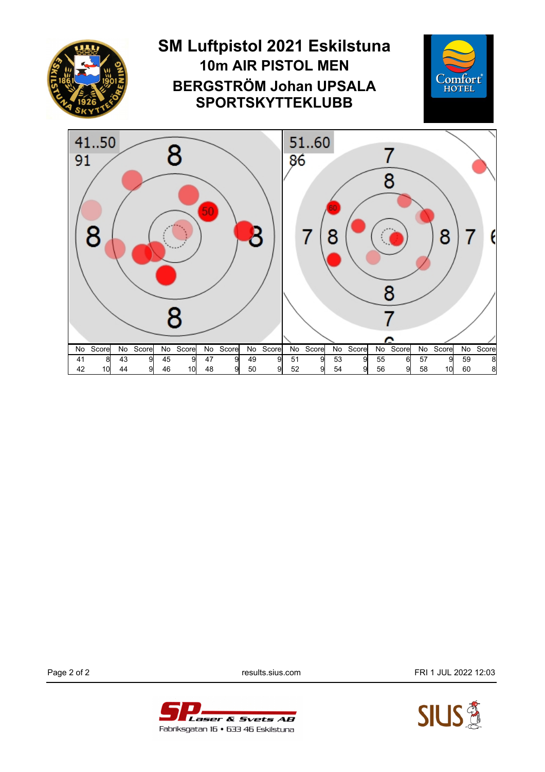# SM Luftpistol 2021 Eskilstuna

## 10m AIR PISTOL MEN

## BERGSTRÖM Johan UPSALA SPORTSKYTTEKLUBB

41..50
91

51..60
86

| No | Score | No | Score | No | Score | No | Score | No | Score | No | Score | No | Score | No | Score | No | Score | No | Score |
|---|---|---|---|---|---|---|---|---|---|---|---|---|---|---|---|---|---|---|---|
| 41 | 8 | 43 | 9 | 45 | 9 | 47 | 9 | 49 | 9 | 51 | 9 | 53 | 9 | 55 | 6 | 57 | 9 | 59 | 8 |
| 42 | 10 | 44 | 9 | 46 | 10 | 48 | 9 | 50 | 9 | 52 | 9 | 54 | 9 | 56 | 9 | 58 | 10 | 60 | 8 |

results.sius.com

FRI 1 JUL 2022 12:03

SP Laser & Svets AB
Fabriksgatan 16 • 633 46 Eskilstuna